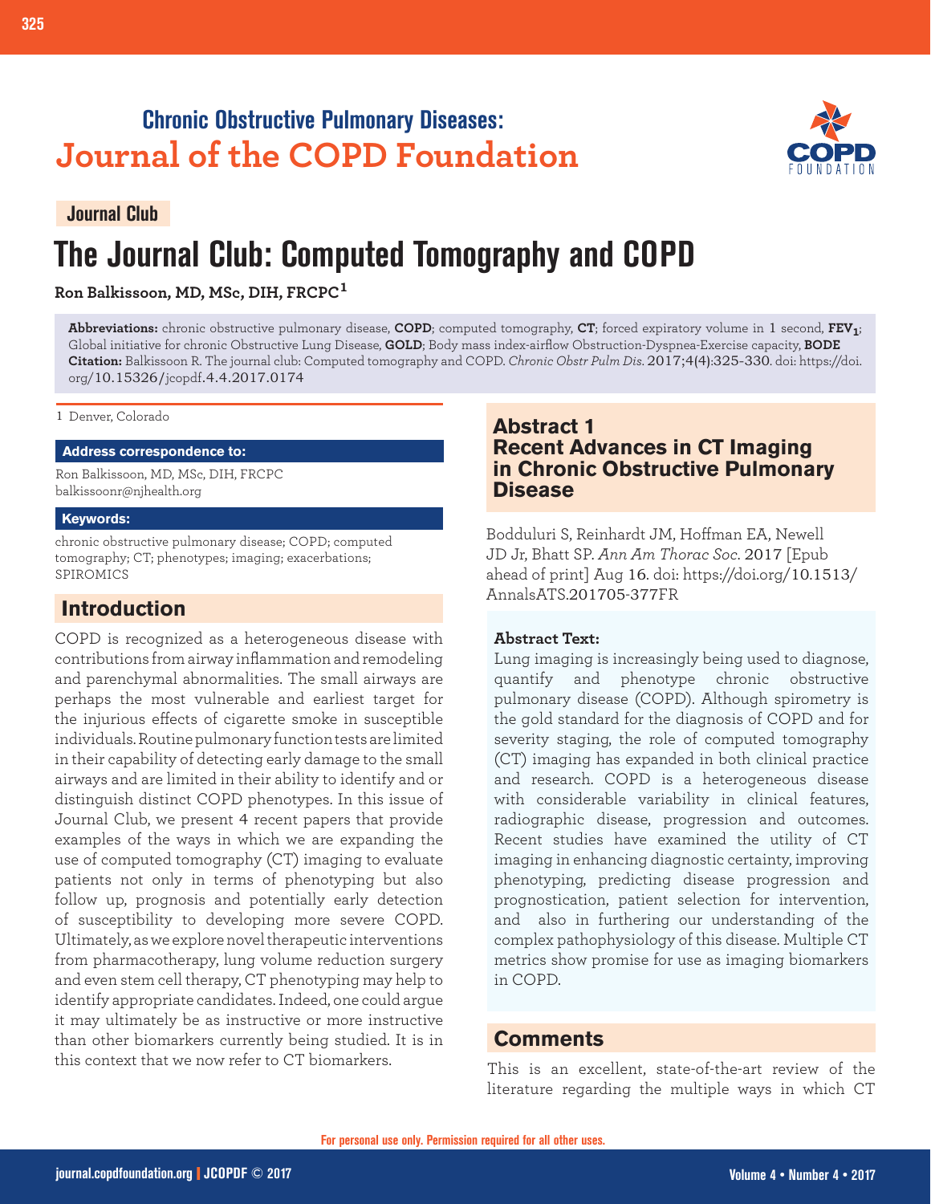Chronic Obstructive Pulmonary Diseases:
Journal of the COPD Foundation

Journal Club

# The Journal Club: Computed Tomography and COPD

**Ron Balkissoon, MD, MSc, DIH, FRCPC**[1]

**Abbreviations:** chronic obstructive pulmonary disease, **COPD**; computed tomography, **CT**; forced expiratory volume in 1 second, **$FEV_1$**; Global initiative for chronic Obstructive Lung Disease, **GOLD**; Body mass index-airflow Obstruction-Dyspnea-Exercise capacity, **BODE**

**Citation:** Balkissoon R. The journal club: Computed tomography and COPD. *Chronic Obstr Pulm Dis*. 2017;4(4):325-330. doi: https://doi.org/10.15326/jcopdf.4.4.2017.0174

1 Denver, Colorado

**Address correspondence to:**

Ron Balkissoon, MD, MSc, DIH, FRCPC
balkissoonr@njhealth.org

**Keywords:**

chronic obstructive pulmonary disease; COPD; computed tomography; CT; phenotypes; imaging; exacerbations; SPIROMICS

## Introduction

COPD is recognized as a heterogeneous disease with contributions from airway inflammation and remodeling and parenchymal abnormalities. The small airways are perhaps the most vulnerable and earliest target for the injurious effects of cigarette smoke in susceptible individuals. Routine pulmonary function tests are limited in their capability of detecting early damage to the small airways and are limited in their ability to identify and or distinguish distinct COPD phenotypes. In this issue of Journal Club, we present 4 recent papers that provide examples of the ways in which we are expanding the use of computed tomography (CT) imaging to evaluate patients not only in terms of phenotyping but also follow up, prognosis and potentially early detection of susceptibility to developing more severe COPD. Ultimately, as we explore novel therapeutic interventions from pharmacotherapy, lung volume reduction surgery and even stem cell therapy, CT phenotyping may help to identify appropriate candidates. Indeed, one could argue it may ultimately be as instructive or more instructive than other biomarkers currently being studied. It is in this context that we now refer to CT biomarkers.

## Abstract 1
## Recent Advances in CT Imaging in Chronic Obstructive Pulmonary Disease

Bodduluri S, Reinhardt JM, Hoffman EA, Newell JD Jr, Bhatt SP. *Ann Am Thorac Soc*. 2017 [Epub ahead of print] Aug 16. doi: https://doi.org/10.1513/AnnalsATS.201705-377FR

**Abstract Text:**

Lung imaging is increasingly being used to diagnose, quantify and phenotype chronic obstructive pulmonary disease (COPD). Although spirometry is the gold standard for the diagnosis of COPD and for severity staging, the role of computed tomography (CT) imaging has expanded in both clinical practice and research. COPD is a heterogeneous disease with considerable variability in clinical features, radiographic disease, progression and outcomes. Recent studies have examined the utility of CT imaging in enhancing diagnostic certainty, improving phenotyping, predicting disease progression and prognostication, patient selection for intervention, and also in furthering our understanding of the complex pathophysiology of this disease. Multiple CT metrics show promise for use as imaging biomarkers in COPD.

## Comments

This is an excellent, state-of-the-art review of the literature regarding the multiple ways in which CT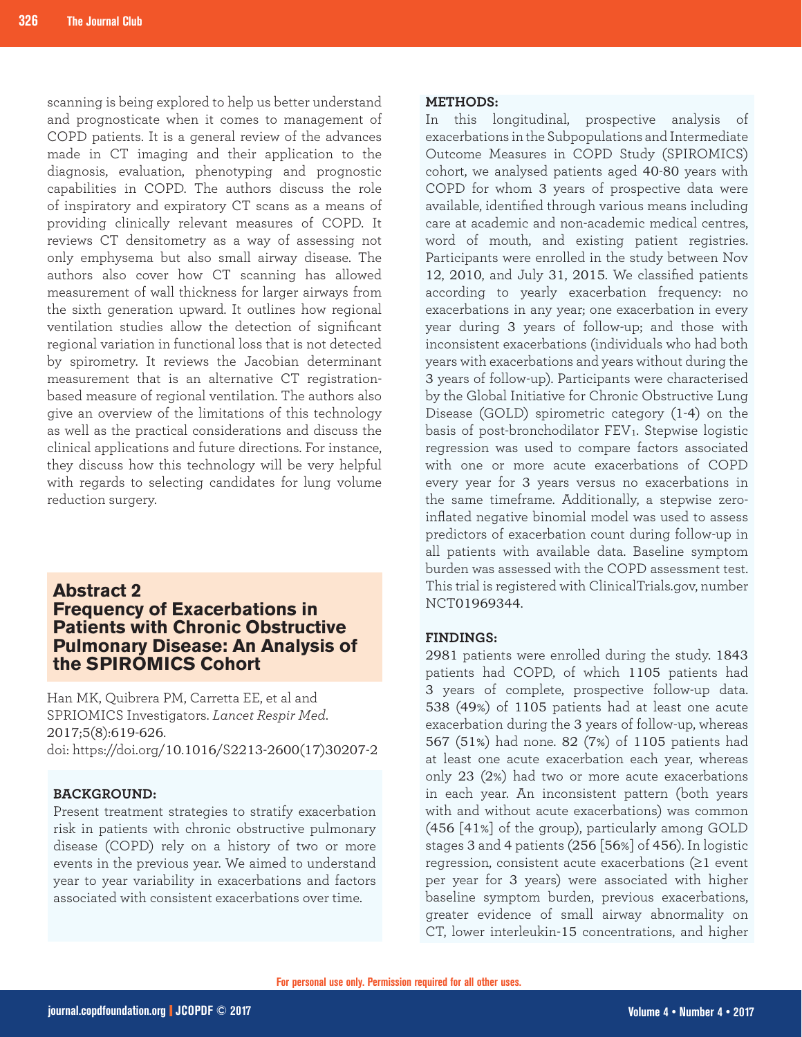scanning is being explored to help us better understand and prognosticate when it comes to management of COPD patients. It is a general review of the advances made in CT imaging and their application to the diagnosis, evaluation, phenotyping and prognostic capabilities in COPD. The authors discuss the role of inspiratory and expiratory CT scans as a means of providing clinically relevant measures of COPD. It reviews CT densitometry as a way of assessing not only emphysema but also small airway disease. The authors also cover how CT scanning has allowed measurement of wall thickness for larger airways from the sixth generation upward. It outlines how regional ventilation studies allow the detection of significant regional variation in functional loss that is not detected by spirometry. It reviews the Jacobian determinant measurement that is an alternative CT registration-based measure of regional ventilation. The authors also give an overview of the limitations of this technology as well as the practical considerations and discuss the clinical applications and future directions. For instance, they discuss how this technology will be very helpful with regards to selecting candidates for lung volume reduction surgery.

## Abstract 2
## Frequency of Exacerbations in Patients with Chronic Obstructive Pulmonary Disease: An Analysis of the SPIROMICS Cohort

Han MK, Quibrera PM, Carretta EE, et al and SPRIOMICS Investigators. *Lancet Respir Med*. 2017;5(8):619-626.
doi: https://doi.org/10.1016/S2213-2600(17)30207-2

**BACKGROUND:**
Present treatment strategies to stratify exacerbation risk in patients with chronic obstructive pulmonary disease (COPD) rely on a history of two or more events in the previous year. We aimed to understand year to year variability in exacerbations and factors associated with consistent exacerbations over time.

**METHODS:**
In this longitudinal, prospective analysis of exacerbations in the Subpopulations and Intermediate Outcome Measures in COPD Study (SPIROMICS) cohort, we analysed patients aged 40-80 years with COPD for whom 3 years of prospective data were available, identified through various means including care at academic and non-academic medical centres, word of mouth, and existing patient registries. Participants were enrolled in the study between Nov 12, 2010, and July 31, 2015. We classified patients according to yearly exacerbation frequency: no exacerbations in any year; one exacerbation in every year during 3 years of follow-up; and those with inconsistent exacerbations (individuals who had both years with exacerbations and years without during the 3 years of follow-up). Participants were characterised by the Global Initiative for Chronic Obstructive Lung Disease (GOLD) spirometric category (1-4) on the basis of post-bronchodilator $FEV_1$. Stepwise logistic regression was used to compare factors associated with one or more acute exacerbations of COPD every year for 3 years versus no exacerbations in the same timeframe. Additionally, a stepwise zero-inflated negative binomial model was used to assess predictors of exacerbation count during follow-up in all patients with available data. Baseline symptom burden was assessed with the COPD assessment test. This trial is registered with ClinicalTrials.gov, number NCT01969344.

**FINDINGS:**
2981 patients were enrolled during the study. 1843 patients had COPD, of which 1105 patients had 3 years of complete, prospective follow-up data. 538 (49%) of 1105 patients had at least one acute exacerbation during the 3 years of follow-up, whereas 567 (51%) had none. 82 (7%) of 1105 patients had at least one acute exacerbation each year, whereas only 23 (2%) had two or more acute exacerbations in each year. An inconsistent pattern (both years with and without acute exacerbations) was common (456 [41%] of the group), particularly among GOLD stages 3 and 4 patients (256 [56%] of 456). In logistic regression, consistent acute exacerbations (≥1 event per year for 3 years) were associated with higher baseline symptom burden, previous exacerbations, greater evidence of small airway abnormality on CT, lower interleukin-15 concentrations, and higher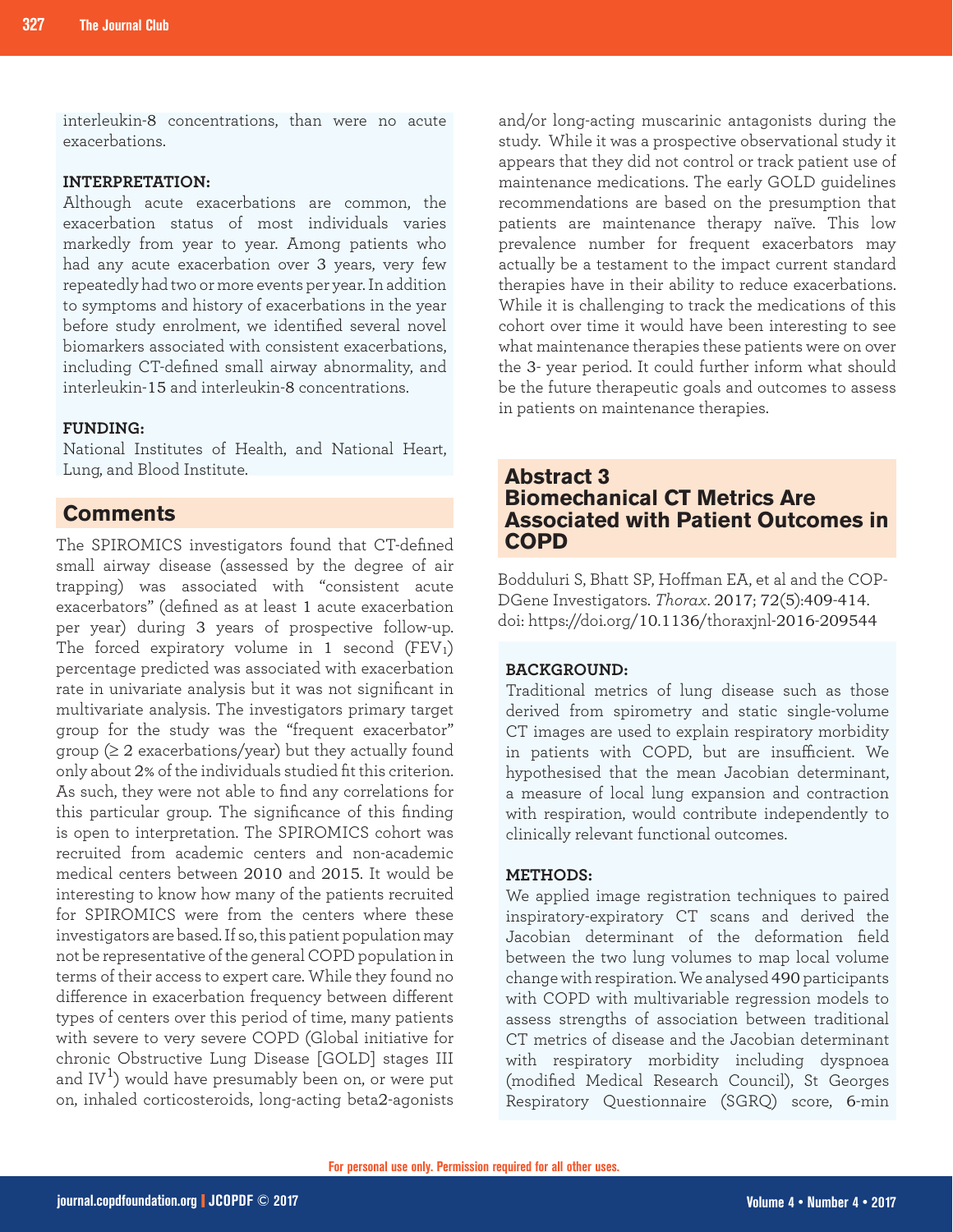interleukin-8 concentrations, than were no acute exacerbations.

**INTERPRETATION:**
Although acute exacerbations are common, the exacerbation status of most individuals varies markedly from year to year. Among patients who had any acute exacerbation over 3 years, very few repeatedly had two or more events per year. In addition to symptoms and history of exacerbations in the year before study enrolment, we identified several novel biomarkers associated with consistent exacerbations, including CT-defined small airway abnormality, and interleukin-15 and interleukin-8 concentrations.

**FUNDING:**
National Institutes of Health, and National Heart, Lung, and Blood Institute.

## Comments

The SPIROMICS investigators found that CT-defined small airway disease (assessed by the degree of air trapping) was associated with "consistent acute exacerbators" (defined as at least 1 acute exacerbation per year) during 3 years of prospective follow-up. The forced expiratory volume in 1 second ($FEV_1$) percentage predicted was associated with exacerbation rate in univariate analysis but it was not significant in multivariate analysis. The investigators primary target group for the study was the "frequent exacerbator" group (≥ 2 exacerbations/year) but they actually found only about 2% of the individuals studied fit this criterion. As such, they were not able to find any correlations for this particular group. The significance of this finding is open to interpretation. The SPIROMICS cohort was recruited from academic centers and non-academic medical centers between 2010 and 2015. It would be interesting to know how many of the patients recruited for SPIROMICS were from the centers where these investigators are based. If so, this patient population may not be representative of the general COPD population in terms of their access to expert care. While they found no difference in exacerbation frequency between different types of centers over this period of time, many patients with severe to very severe COPD (Global initiative for chronic Obstructive Lung Disease [GOLD] stages III and IV[1]) would have presumably been on, or were put on, inhaled corticosteroids, long-acting beta2-agonists and/or long-acting muscarinic antagonists during the study. While it was a prospective observational study it appears that they did not control or track patient use of maintenance medications. The early GOLD guidelines recommendations are based on the presumption that patients are maintenance therapy naïve. This low prevalence number for frequent exacerbators may actually be a testament to the impact current standard therapies have in their ability to reduce exacerbations. While it is challenging to track the medications of this cohort over time it would have been interesting to see what maintenance therapies these patients were on over the 3- year period. It could further inform what should be the future therapeutic goals and outcomes to assess in patients on maintenance therapies.

## Abstract 3
## Biomechanical CT Metrics Are Associated with Patient Outcomes in COPD

Bodduluri S, Bhatt SP, Hoffman EA, et al and the COPDGene Investigators. *Thorax*. 2017; 72(5):409-414. doi: https://doi.org/10.1136/thoraxjnl-2016-209544

**BACKGROUND:**
Traditional metrics of lung disease such as those derived from spirometry and static single-volume CT images are used to explain respiratory morbidity in patients with COPD, but are insufficient. We hypothesised that the mean Jacobian determinant, a measure of local lung expansion and contraction with respiration, would contribute independently to clinically relevant functional outcomes.

**METHODS:**
We applied image registration techniques to paired inspiratory-expiratory CT scans and derived the Jacobian determinant of the deformation field between the two lung volumes to map local volume change with respiration. We analysed 490 participants with COPD with multivariable regression models to assess strengths of association between traditional CT metrics of disease and the Jacobian determinant with respiratory morbidity including dyspnoea (modified Medical Research Council), St Georges Respiratory Questionnaire (SGRQ) score, 6-min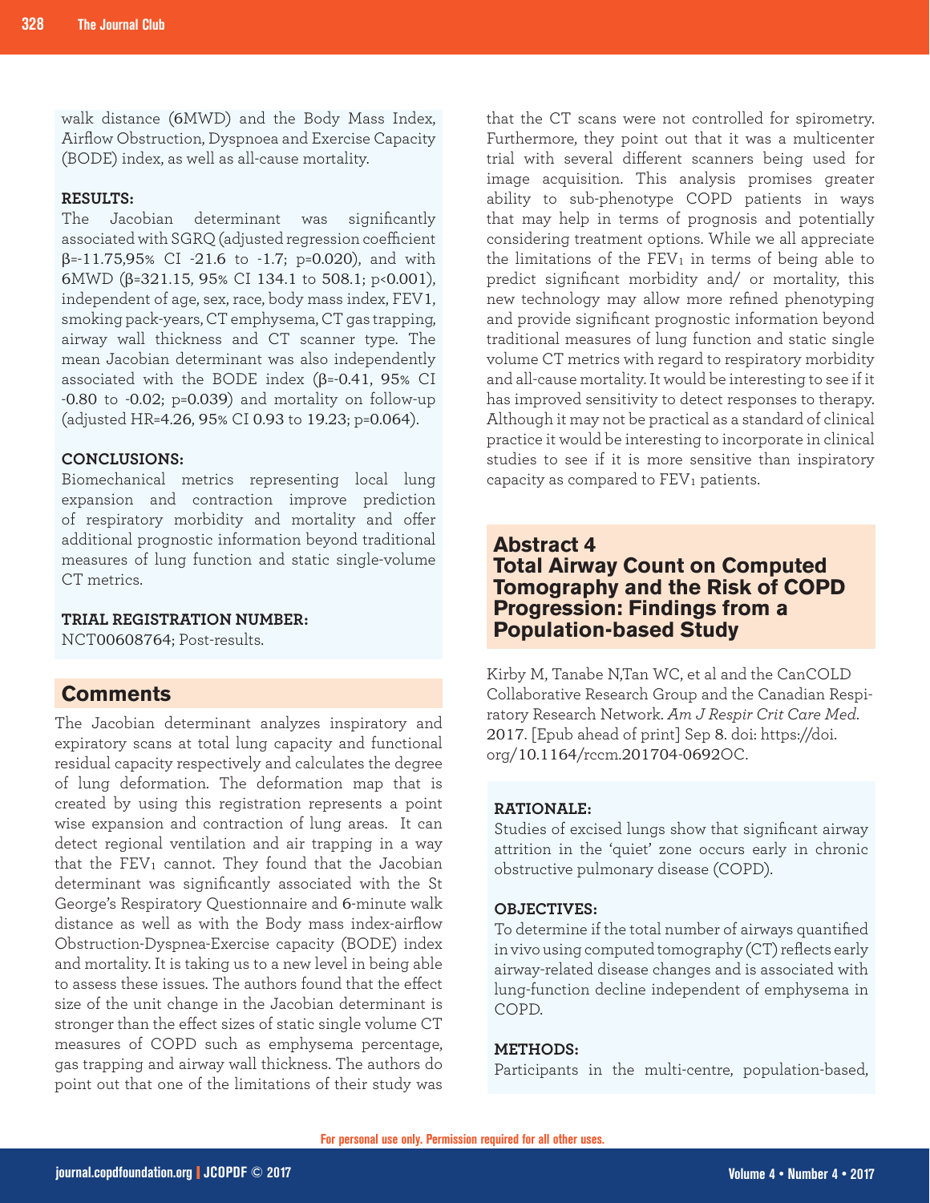walk distance (6MWD) and the Body Mass Index, Airflow Obstruction, Dyspnoea and Exercise Capacity (BODE) index, as well as all-cause mortality.

**RESULTS:**

The Jacobian determinant was significantly associated with SGRQ (adjusted regression coefficient β=-11.75,95% CI -21.6 to -1.7; p=0.020), and with 6MWD (β=321.15, 95% CI 134.1 to 508.1; p<0.001), independent of age, sex, race, body mass index, FEV1, smoking pack-years, CT emphysema, CT gas trapping, airway wall thickness and CT scanner type. The mean Jacobian determinant was also independently associated with the BODE index (β=-0.41, 95% CI -0.80 to -0.02; p=0.039) and mortality on follow-up (adjusted HR=4.26, 95% CI 0.93 to 19.23; p=0.064).

**CONCLUSIONS:**

Biomechanical metrics representing local lung expansion and contraction improve prediction of respiratory morbidity and mortality and offer additional prognostic information beyond traditional measures of lung function and static single-volume CT metrics.

**TRIAL REGISTRATION NUMBER:**

NCT00608764; Post-results.

## Comments

The Jacobian determinant analyzes inspiratory and expiratory scans at total lung capacity and functional residual capacity respectively and calculates the degree of lung deformation. The deformation map that is created by using this registration represents a point wise expansion and contraction of lung areas. It can detect regional ventilation and air trapping in a way that the $FEV_1$ cannot. They found that the Jacobian determinant was significantly associated with the St George's Respiratory Questionnaire and 6-minute walk distance as well as with the Body mass index-airflow Obstruction-Dyspnea-Exercise capacity (BODE) index and mortality. It is taking us to a new level in being able to assess these issues. The authors found that the effect size of the unit change in the Jacobian determinant is stronger than the effect sizes of static single volume CT measures of COPD such as emphysema percentage, gas trapping and airway wall thickness. The authors do point out that one of the limitations of their study was that the CT scans were not controlled for spirometry. Furthermore, they point out that it was a multicenter trial with several different scanners being used for image acquisition. This analysis promises greater ability to sub-phenotype COPD patients in ways that may help in terms of prognosis and potentially considering treatment options. While we all appreciate the limitations of the $FEV_1$ in terms of being able to predict significant morbidity and/ or mortality, this new technology may allow more refined phenotyping and provide significant prognostic information beyond traditional measures of lung function and static single volume CT metrics with regard to respiratory morbidity and all-cause mortality. It would be interesting to see if it has improved sensitivity to detect responses to therapy. Although it may not be practical as a standard of clinical practice it would be interesting to incorporate in clinical studies to see if it is more sensitive than inspiratory capacity as compared to $FEV_1$ patients.

## Abstract 4
## Total Airway Count on Computed Tomography and the Risk of COPD Progression: Findings from a Population-based Study

Kirby M, Tanabe N,Tan WC, et al and the CanCOLD Collaborative Research Group and the Canadian Respiratory Research Network. *Am J Respir Crit Care Med.* 2017. [Epub ahead of print] Sep 8. doi: https://doi.org/10.1164/rccm.201704-0692OC.

**RATIONALE:**

Studies of excised lungs show that significant airway attrition in the 'quiet' zone occurs early in chronic obstructive pulmonary disease (COPD).

**OBJECTIVES:**

To determine if the total number of airways quantified in vivo using computed tomography (CT) reflects early airway-related disease changes and is associated with lung-function decline independent of emphysema in COPD.

**METHODS:**

Participants in the multi-centre, population-based,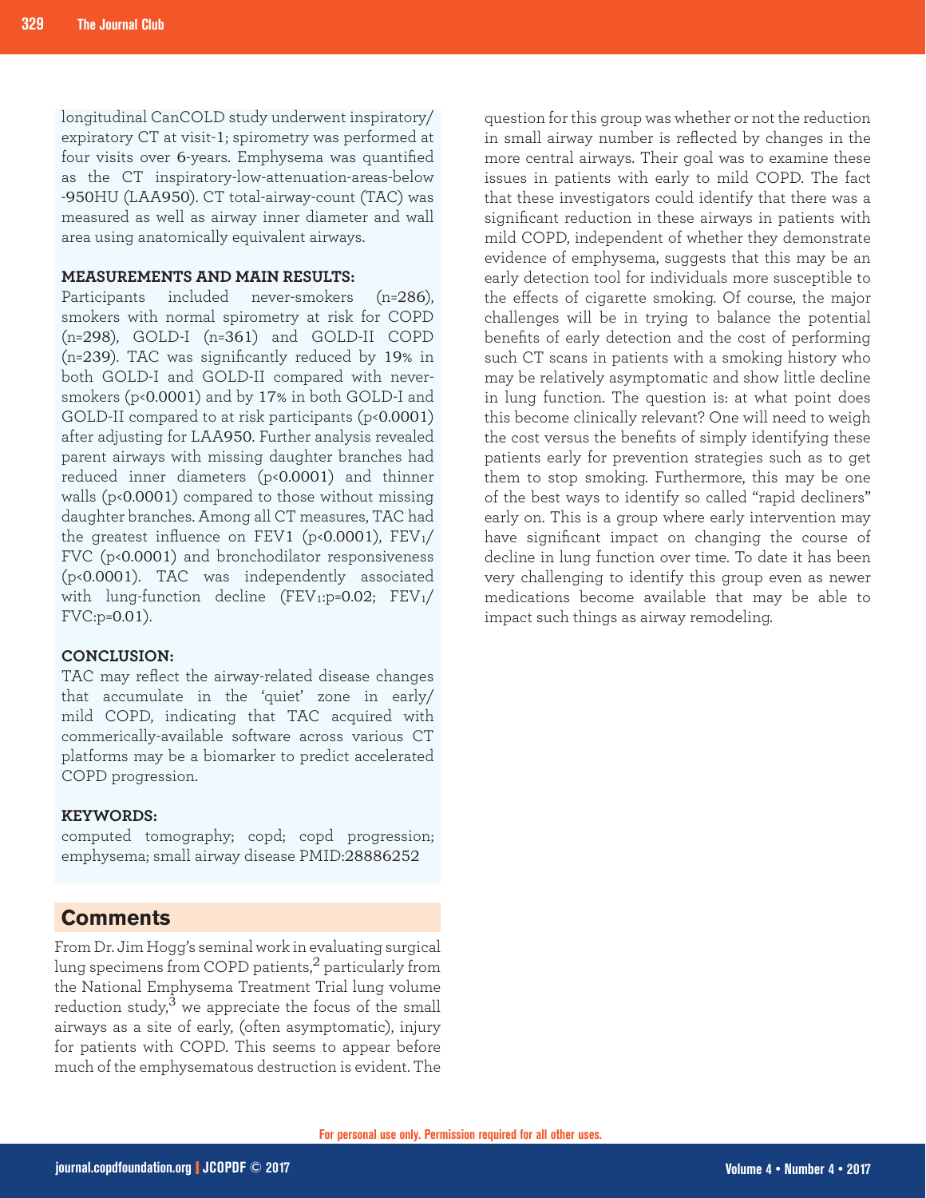longitudinal CanCOLD study underwent inspiratory/expiratory CT at visit-1; spirometry was performed at four visits over 6-years. Emphysema was quantified as the CT inspiratory-low-attenuation-areas-below -950HU (LAA950). CT total-airway-count (TAC) was measured as well as airway inner diameter and wall area using anatomically equivalent airways.

**MEASUREMENTS AND MAIN RESULTS:**
Participants included never-smokers (n=286), smokers with normal spirometry at risk for COPD (n=298), GOLD-I (n=361) and GOLD-II COPD (n=239). TAC was significantly reduced by 19% in both GOLD-I and GOLD-II compared with never-smokers ($p<0.0001$) and by 17% in both GOLD-I and GOLD-II compared to at risk participants ($p<0.0001$) after adjusting for LAA950. Further analysis revealed parent airways with missing daughter branches had reduced inner diameters ($p<0.0001$) and thinner walls ($p<0.0001$) compared to those without missing daughter branches. Among all CT measures, TAC had the greatest influence on $FEV_1$ ($p<0.0001$), $FEV_1$/FVC ($p<0.0001$) and bronchodilator responsiveness ($p<0.0001$). TAC was independently associated with lung-function decline ($FEV_1$:p=0.02; $FEV_1$/FVC:p=0.01).

**CONCLUSION:**
TAC may reflect the airway-related disease changes that accumulate in the 'quiet' zone in early/mild COPD, indicating that TAC acquired with commerically-available software across various CT platforms may be a biomarker to predict accelerated COPD progression.

**KEYWORDS:**
computed tomography; copd; copd progression; emphysema; small airway disease PMID:28886252

## Comments

From Dr. Jim Hogg's seminal work in evaluating surgical lung specimens from COPD patients,[2] particularly from the National Emphysema Treatment Trial lung volume reduction study,[3] we appreciate the focus of the small airways as a site of early, (often asymptomatic), injury for patients with COPD. This seems to appear before much of the emphysematous destruction is evident. The question for this group was whether or not the reduction in small airway number is reflected by changes in the more central airways. Their goal was to examine these issues in patients with early to mild COPD. The fact that these investigators could identify that there was a significant reduction in these airways in patients with mild COPD, independent of whether they demonstrate evidence of emphysema, suggests that this may be an early detection tool for individuals more susceptible to the effects of cigarette smoking. Of course, the major challenges will be in trying to balance the potential benefits of early detection and the cost of performing such CT scans in patients with a smoking history who may be relatively asymptomatic and show little decline in lung function. The question is: at what point does this become clinically relevant? One will need to weigh the cost versus the benefits of simply identifying these patients early for prevention strategies such as to get them to stop smoking. Furthermore, this may be one of the best ways to identify so called "rapid decliners" early on. This is a group where early intervention may have significant impact on changing the course of decline in lung function over time. To date it has been very challenging to identify this group even as newer medications become available that may be able to impact such things as airway remodeling.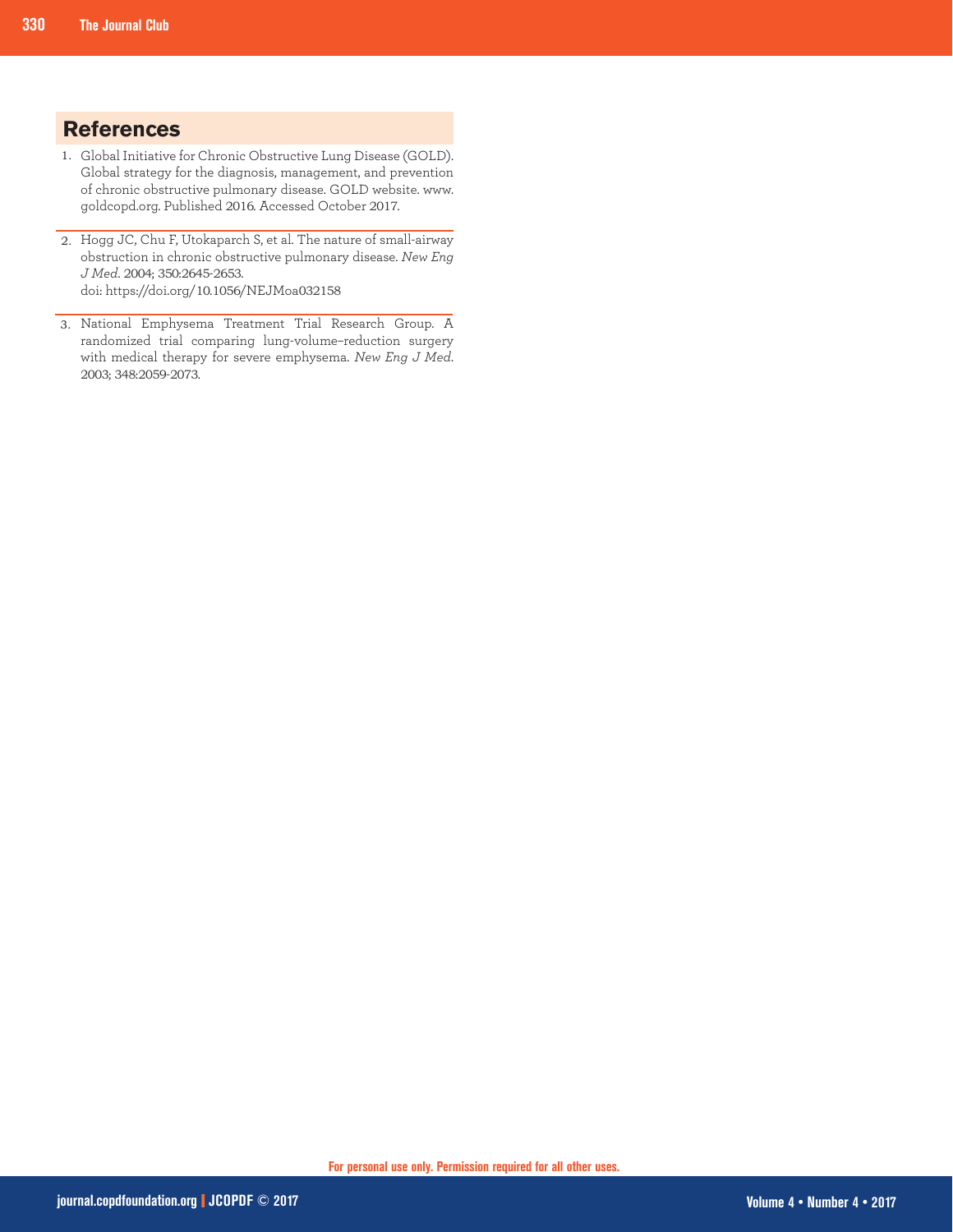## References

1. Global Initiative for Chronic Obstructive Lung Disease (GOLD). Global strategy for the diagnosis, management, and prevention of chronic obstructive pulmonary disease. GOLD website. www.goldcopd.org. Published 2016. Accessed October 2017.

2. Hogg JC, Chu F, Utokaparch S, et al. The nature of small-airway obstruction in chronic obstructive pulmonary disease. *New Eng J Med*. 2004; 350:2645-2653. doi: https://doi.org/10.1056/NEJMoa032158

3. National Emphysema Treatment Trial Research Group. A randomized trial comparing lung-volume–reduction surgery with medical therapy for severe emphysema. *New Eng J Med*. 2003; 348:2059-2073.

For personal use only. Permission required for all other uses.